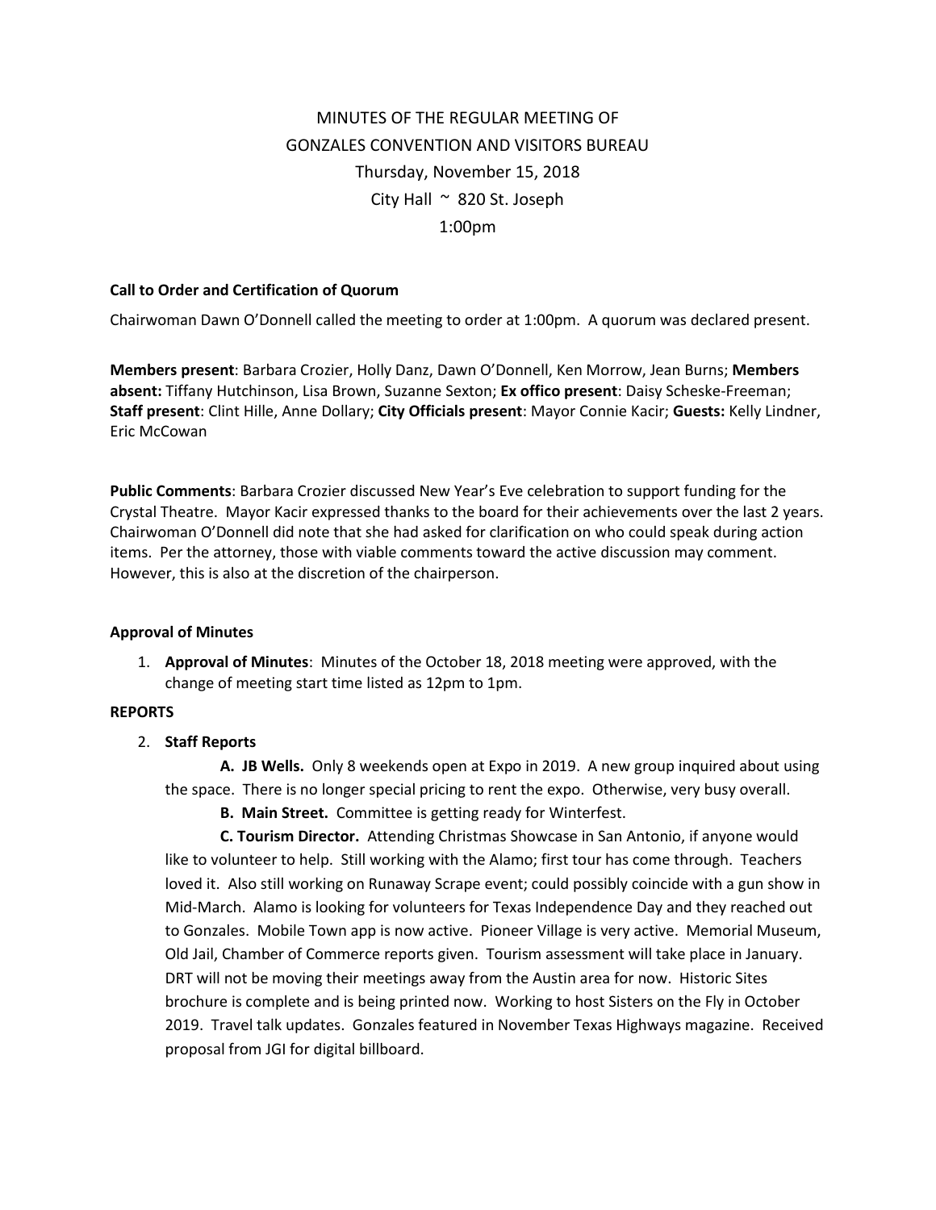MINUTES OF THE REGULAR MEETING OF
GONZALES CONVENTION AND VISITORS BUREAU
Thursday, November 15, 2018
City Hall ~ 820 St. Joseph
1:00pm

**Call to Order and Certification of Quorum**

Chairwoman Dawn O'Donnell called the meeting to order at 1:00pm. A quorum was declared present.

**Members present**: Barbara Crozier, Holly Danz, Dawn O'Donnell, Ken Morrow, Jean Burns; **Members absent:** Tiffany Hutchinson, Lisa Brown, Suzanne Sexton; **Ex offico present**: Daisy Scheske-Freeman; **Staff present**: Clint Hille, Anne Dollary; **City Officials present**: Mayor Connie Kacir; **Guests:** Kelly Lindner, Eric McCowan

**Public Comments**: Barbara Crozier discussed New Year's Eve celebration to support funding for the Crystal Theatre. Mayor Kacir expressed thanks to the board for their achievements over the last 2 years. Chairwoman O'Donnell did note that she had asked for clarification on who could speak during action items. Per the attorney, those with viable comments toward the active discussion may comment. However, this is also at the discretion of the chairperson.

**Approval of Minutes**

1. **Approval of Minutes**: Minutes of the October 18, 2018 meeting were approved, with the change of meeting start time listed as 12pm to 1pm.

**REPORTS**

2. **Staff Reports**

   **A. JB Wells.** Only 8 weekends open at Expo in 2019. A new group inquired about using the space. There is no longer special pricing to rent the expo. Otherwise, very busy overall.

   **B. Main Street.** Committee is getting ready for Winterfest.

   **C. Tourism Director.** Attending Christmas Showcase in San Antonio, if anyone would like to volunteer to help. Still working with the Alamo; first tour has come through. Teachers loved it. Also still working on Runaway Scrape event; could possibly coincide with a gun show in Mid-March. Alamo is looking for volunteers for Texas Independence Day and they reached out to Gonzales. Mobile Town app is now active. Pioneer Village is very active. Memorial Museum, Old Jail, Chamber of Commerce reports given. Tourism assessment will take place in January. DRT will not be moving their meetings away from the Austin area for now. Historic Sites brochure is complete and is being printed now. Working to host Sisters on the Fly in October 2019. Travel talk updates. Gonzales featured in November Texas Highways magazine. Received proposal from JGI for digital billboard.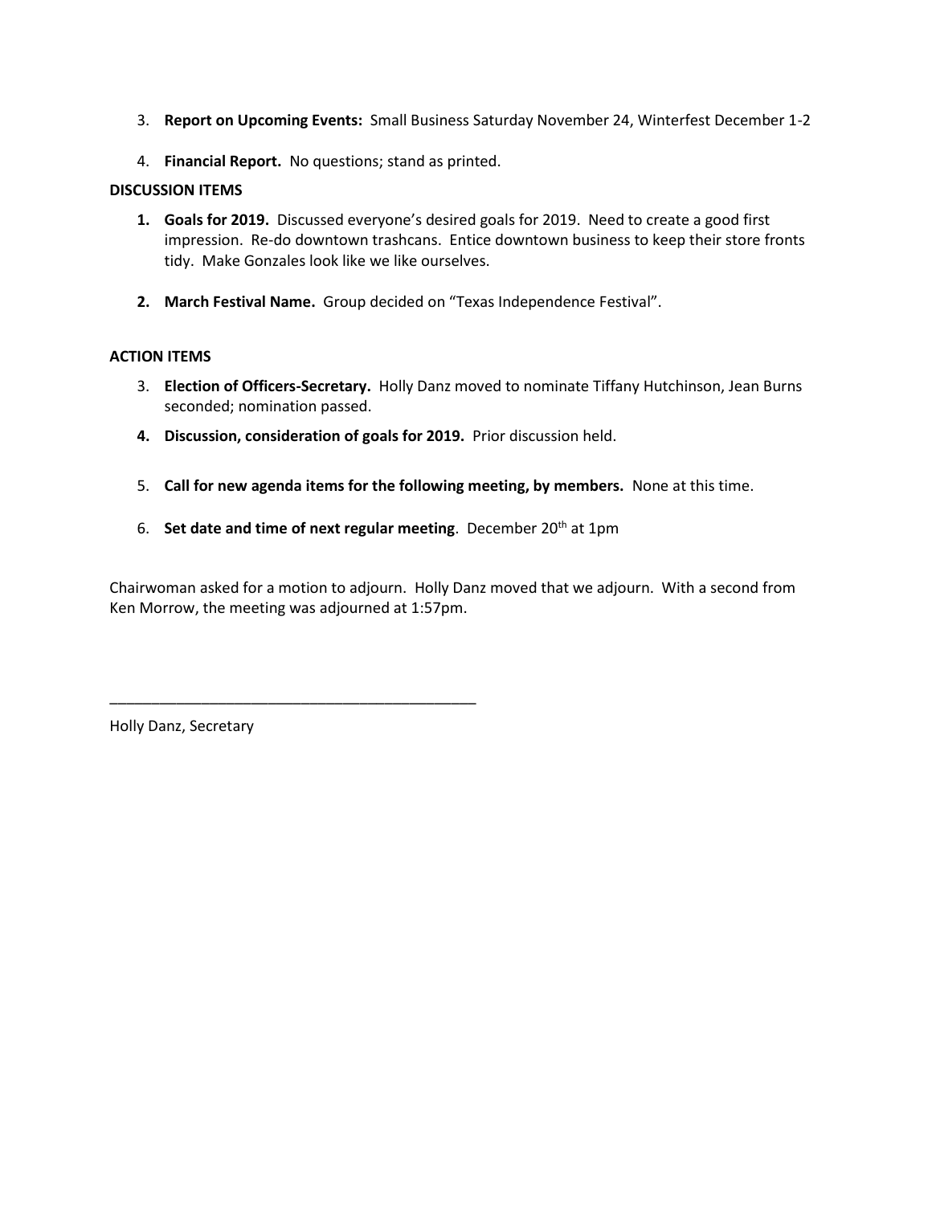3. **Report on Upcoming Events:** Small Business Saturday November 24, Winterfest December 1-2

4. **Financial Report.** No questions; stand as printed.

**DISCUSSION ITEMS**

1. **Goals for 2019.** Discussed everyone's desired goals for 2019. Need to create a good first impression. Re-do downtown trashcans. Entice downtown business to keep their store fronts tidy. Make Gonzales look like we like ourselves.

2. **March Festival Name.** Group decided on "Texas Independence Festival".

**ACTION ITEMS**

3. **Election of Officers-Secretary.** Holly Danz moved to nominate Tiffany Hutchinson, Jean Burns seconded; nomination passed.

4. **Discussion, consideration of goals for 2019.** Prior discussion held.

5. **Call for new agenda items for the following meeting, by members.** None at this time.

6. **Set date and time of next regular meeting**. December 20th at 1pm

Chairwoman asked for a motion to adjourn. Holly Danz moved that we adjourn. With a second from Ken Morrow, the meeting was adjourned at 1:57pm.

\_\_\_\_\_\_\_\_\_\_\_\_\_\_\_\_\_\_\_\_\_\_\_\_\_\_\_\_\_\_\_\_\_\_\_\_\_\_\_\_\_\_\_\_

Holly Danz, Secretary